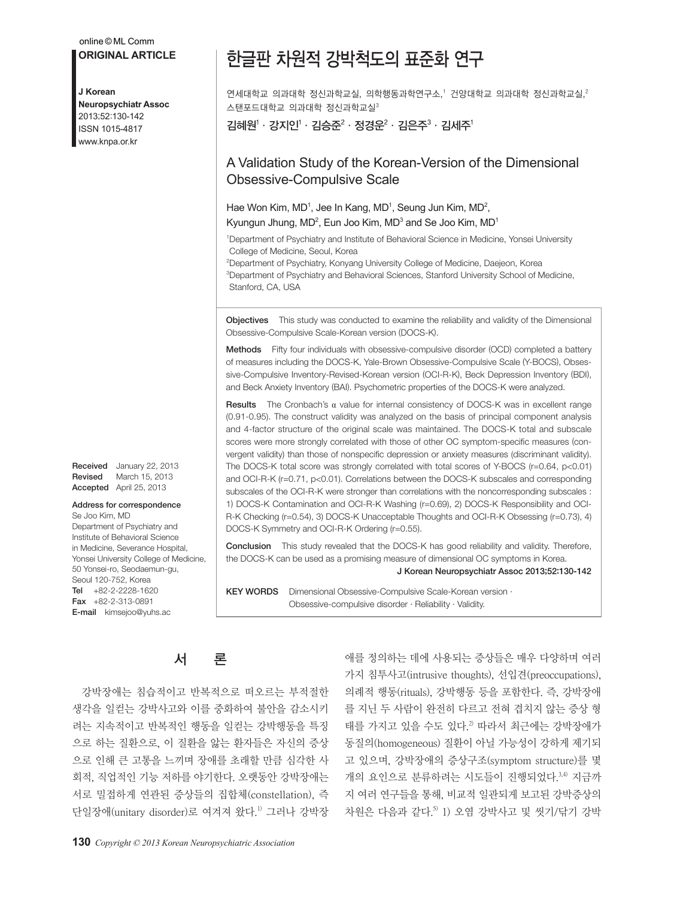ORIGINAL ARTICLE

# 한글판 차원적 강박척도의 표준화 연구

연세대학교 의과대학 정신과학교실, 의학행동과학연구소,[1] 건양대학교 의과대학 정신과학교실,[2] 스탠포드대학교 의과대학 정신과학교실[3]

김혜원[1] · 강지인[1] · 김승준[2] · 정경운[2] · 김은주[3] · 김세주[1]

## A Validation Study of the Korean-Version of the Dimensional Obsessive-Compulsive Scale

Hae Won Kim, MD[1], Jee In Kang, MD[1], Seung Jun Kim, MD[2], Kyungun Jhung, MD[2], Eun Joo Kim, MD[3] and Se Joo Kim, MD[1]

[1]Department of Psychiatry and Institute of Behavioral Science in Medicine, Yonsei University College of Medicine, Seoul, Korea
[2]Department of Psychiatry, Konyang University College of Medicine, Daejeon, Korea
[3]Department of Psychiatry and Behavioral Sciences, Stanford University School of Medicine, Stanford, CA, USA

**Objectives** This study was conducted to examine the reliability and validity of the Dimensional Obsessive-Compulsive Scale-Korean version (DOCS-K).

**Methods** Fifty four individuals with obsessive-compulsive disorder (OCD) completed a battery of measures including the DOCS-K, Yale-Brown Obsessive-Compulsive Scale (Y-BOCS), Obsessive-Compulsive Inventory-Revised-Korean version (OCI-R-K), Beck Depression Inventory (BDI), and Beck Anxiety Inventory (BAI). Psychometric properties of the DOCS-K were analyzed.

**Results** The Cronbach's α value for internal consistency of DOCS-K was in excellent range (0.91-0.95). The construct validity was analyzed on the basis of principal component analysis and 4-factor structure of the original scale was maintained. The DOCS-K total and subscale scores were more strongly correlated with those of other OC symptom-specific measures (convergent validity) than those of nonspecific depression or anxiety measures (discriminant validity). The DOCS-K total score was strongly correlated with total scores of Y-BOCS ($r=0.64$, $p<0.01$) and OCI-R-K ($r=0.71$, $p<0.01$). Correlations between the DOCS-K subscales and corresponding subscales of the OCI-R-K were stronger than correlations with the noncorresponding subscales : 1) DOCS-K Contamination and OCI-R-K Washing ($r=0.69$), 2) DOCS-K Responsibility and OCI-R-K Checking ($r=0.54$), 3) DOCS-K Unacceptable Thoughts and OCI-R-K Obsessing ($r=0.73$), 4) DOCS-K Symmetry and OCI-R-K Ordering ($r=0.55$).

**Conclusion** This study revealed that the DOCS-K has good reliability and validity. Therefore, the DOCS-K can be used as a promising measure of dimensional OC symptoms in Korea.

**KEY WORDS** Dimensional Obsessive-Compulsive Scale-Korean version · Obsessive-compulsive disorder · Reliability · Validity.

**Received** January 22, 2013
**Revised** March 15, 2013
**Accepted** April 25, 2013

**Address for correspondence**
Se Joo Kim, MD
Department of Psychiatry and Institute of Behavioral Science in Medicine, Severance Hospital, Yonsei University College of Medicine, 50 Yonsei-ro, Seodaemun-gu, Seoul 120-752, Korea
**Tel** +82-2-2228-1620
**Fax** +82-2-313-0891
**E-mail** kimsejoo@yuhs.ac

## 서 론

강박장애는 침습적이고 반복적으로 떠오르는 부적절한 생각을 일컫는 강박사고와 이를 중화하여 불안을 감소시키려는 지속적이고 반복적인 행동을 일컫는 강박행동을 특징으로 하는 질환으로, 이 질환을 앓는 환자들은 자신의 증상으로 인해 큰 고통을 느끼며 장애를 초래할 만큼 심각한 사회적, 직업적인 기능 저하를 야기한다. 오랫동안 강박장애는 서로 밀접하게 연관된 증상들의 집합체(constellation), 즉 단일장애(unitary disorder)로 여겨져 왔다.[1] 그러나 강박장애를 정의하는 데에 사용되는 증상들은 매우 다양하며 여러 가지 침투사고(intrusive thoughts), 선입견(preoccupations), 의례적 행동(rituals), 강박행동 등을 포함한다. 즉, 강박장애를 지닌 두 사람이 완전히 다르고 전혀 겹치지 않는 증상 형태를 가지고 있을 수도 있다.[2] 따라서 최근에는 강박장애가 동질의(homogeneous) 질환이 아닐 가능성이 강하게 제기되고 있으며, 강박장애의 증상구조(symptom structure)를 몇 개의 요인으로 분류하려는 시도들이 진행되었다.[3,4] 지금까지 여러 연구들을 통해, 비교적 일관되게 보고된 강박증상의 차원은 다음과 같다.[5] 1) 오염 강박사고 및 씻기/닦기 강박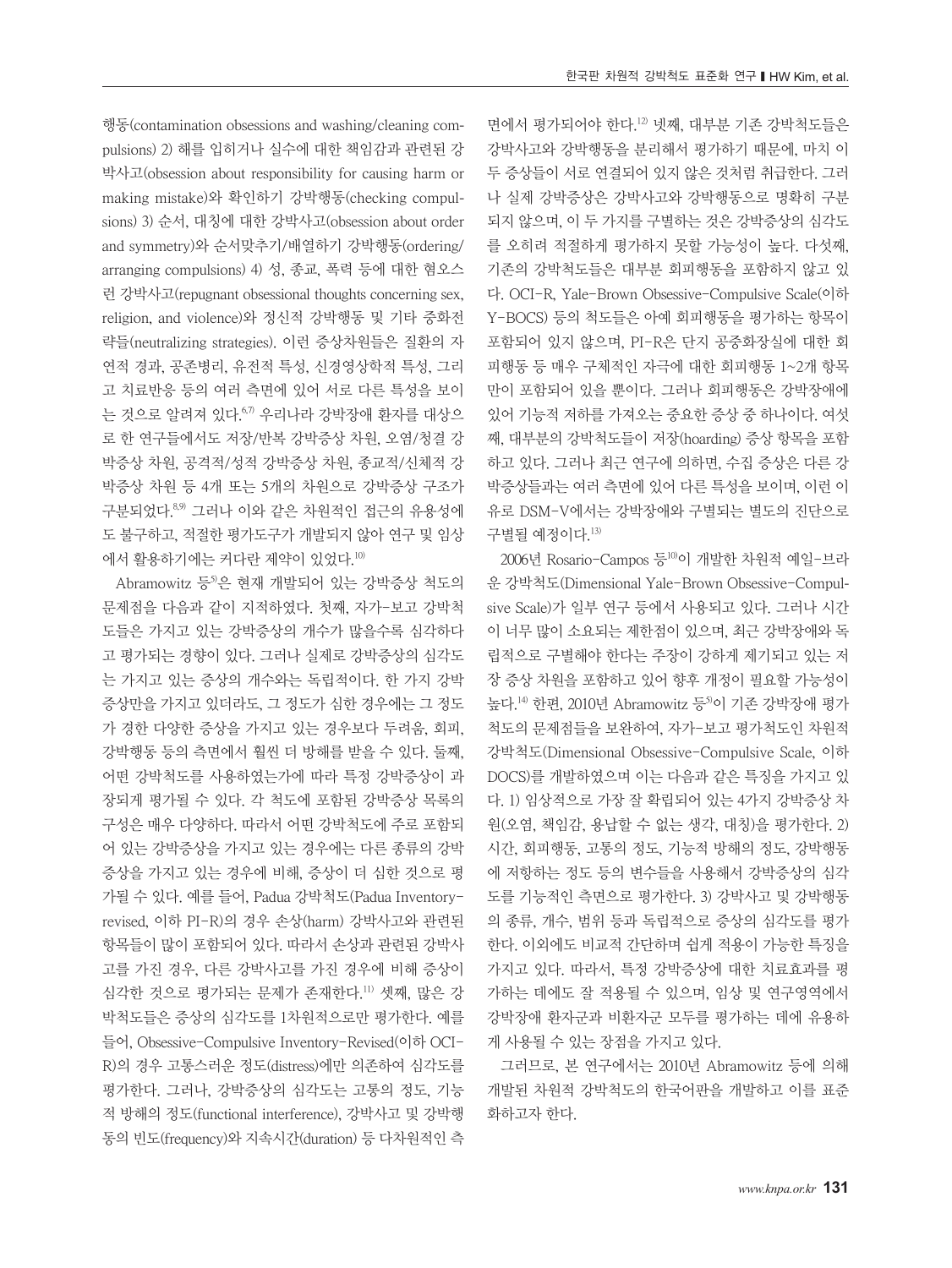행동(contamination obsessions and washing/cleaning compulsions) 2) 해를 입히거나 실수에 대한 책임감과 관련된 강박사고(obsession about responsibility for causing harm or making mistake)와 확인하기 강박행동(checking compulsions) 3) 순서, 대칭에 대한 강박사고(obsession about order and symmetry)와 순서맞추기/배열하기 강박행동(ordering/arranging compulsions) 4) 성, 종교, 폭력 등에 대한 혐오스런 강박사고(repugnant obsessional thoughts concerning sex, religion, and violence)와 정신적 강박행동 및 기타 중화전략들(neutralizing strategies). 이런 증상차원들은 질환의 자연적 경과, 공존병리, 유전적 특성, 신경영상학적 특성, 그리고 치료반응 등의 여러 측면에 있어 서로 다른 특성을 보이는 것으로 알려져 있다.[6,7] 우리나라 강박장애 환자를 대상으로 한 연구들에서도 저장/반복 강박증상 차원, 오염/청결 강박증상 차원, 공격적/성적 강박증상 차원, 종교적/신체적 강박증상 차원 등 4개 또는 5개의 차원으로 강박증상 구조가 구분되었다.[8,9] 그러나 이와 같은 차원적인 접근의 유용성에도 불구하고, 적절한 평가도구가 개발되지 않아 연구 및 임상에서 활용하기에는 커다란 제약이 있었다.[10]

Abramowitz 등[5]은 현재 개발되어 있는 강박증상 척도의 문제점을 다음과 같이 지적하였다. 첫째, 자가-보고 강박척도들은 가지고 있는 강박증상의 개수가 많을수록 심각하다고 평가되는 경향이 있다. 그러나 실제로 강박증상의 심각도는 가지고 있는 증상의 개수와는 독립적이다. 한 가지 강박증상만을 가지고 있더라도, 그 정도가 심한 경우에는 그 정도가 경한 다양한 증상을 가지고 있는 경우보다 두려움, 회피, 강박행동 등의 측면에서 훨씬 더 방해를 받을 수 있다. 둘째, 어떤 강박척도를 사용하였는가에 따라 특정 강박증상이 과장되게 평가될 수 있다. 각 척도에 포함된 강박증상 목록의 구성은 매우 다양하다. 따라서 어떤 강박척도에 주로 포함되어 있는 강박증상을 가지고 있는 경우에는 다른 종류의 강박증상을 가지고 있는 경우에 비해, 증상이 더 심한 것으로 평가될 수 있다. 예를 들어, Padua 강박척도(Padua Inventory-revised, 이하 PI-R)의 경우 손상(harm) 강박사고와 관련된 항목들이 많이 포함되어 있다. 따라서 손상과 관련된 강박사고를 가진 경우, 다른 강박사고를 가진 경우에 비해 증상이 심각한 것으로 평가되는 문제가 존재한다.[11] 셋째, 많은 강박척도들은 증상의 심각도를 1차원적으로만 평가한다. 예를 들어, Obsessive-Compulsive Inventory-Revised(이하 OCI-R)의 경우 고통스러운 정도(distress)에만 의존하여 심각도를 평가한다. 그러나, 강박증상의 심각도는 고통의 정도, 기능적 방해의 정도(functional interference), 강박사고 및 강박행동의 빈도(frequency)와 지속시간(duration) 등 다차원적인 측면에서 평가되어야 한다.[12] 넷째, 대부분 기존 강박척도들은 강박사고와 강박행동을 분리해서 평가하기 때문에, 마치 이 두 증상들이 서로 연결되어 있지 않은 것처럼 취급한다. 그러나 실제 강박증상은 강박사고와 강박행동으로 명확히 구분되지 않으며, 이 두 가지를 구별하는 것은 강박증상의 심각도를 오히려 적절하게 평가하지 못할 가능성이 높다. 다섯째, 기존의 강박척도들은 대부분 회피행동을 포함하지 않고 있다. OCI-R, Yale-Brown Obsessive-Compulsive Scale(이하 Y-BOCS) 등의 척도들은 아예 회피행동을 평가하는 항목이 포함되어 있지 않으며, PI-R은 단지 공중화장실에 대한 회피행동 등 매우 구체적인 자극에 대한 회피행동 1~2개 항목만이 포함되어 있을 뿐이다. 그러나 회피행동은 강박장애에 있어 기능적 저하를 가져오는 중요한 증상 중 하나이다. 여섯째, 대부분의 강박척도들이 저장(hoarding) 증상 항목을 포함하고 있다. 그러나 최근 연구에 의하면, 수집 증상은 다른 강박증상들과는 여러 측면에 있어 다른 특성을 보이며, 이런 이유로 DSM-V에서는 강박장애와 구별되는 별도의 진단으로 구별될 예정이다.[13]

2006년 Rosario-Campos 등[10]이 개발한 차원적 예일-브라운 강박척도(Dimensional Yale-Brown Obsessive-Compulsive Scale)가 일부 연구 등에서 사용되고 있다. 그러나 시간이 너무 많이 소요되는 제한점이 있으며, 최근 강박장애와 독립적으로 구별해야 한다는 주장이 강하게 제기되고 있는 저장 증상 차원을 포함하고 있어 향후 개정이 필요할 가능성이 높다.[14] 한편, 2010년 Abramowitz 등[5]이 기존 강박장애 평가척도의 문제점들을 보완하여, 자가-보고 평가척도인 차원적 강박척도(Dimensional Obsessive-Compulsive Scale, 이하 DOCS)를 개발하였으며 이는 다음과 같은 특징을 가지고 있다. 1) 임상적으로 가장 잘 확립되어 있는 4가지 강박증상 차원(오염, 책임감, 용납할 수 없는 생각, 대칭)을 평가한다. 2) 시간, 회피행동, 고통의 정도, 기능적 방해의 정도, 강박행동에 저항하는 정도 등의 변수들을 사용해서 강박증상의 심각도를 기능적인 측면으로 평가한다. 3) 강박사고 및 강박행동의 종류, 개수, 범위 등과 독립적으로 증상의 심각도를 평가한다. 이외에도 비교적 간단하며 쉽게 적용이 가능한 특징을 가지고 있다. 따라서, 특정 강박증상에 대한 치료효과를 평가하는 데에도 잘 적용될 수 있으며, 임상 및 연구영역에서 강박장애 환자군과 비환자군 모두를 평가하는 데에 유용하게 사용될 수 있는 장점을 가지고 있다.

그러므로, 본 연구에서는 2010년 Abramowitz 등에 의해 개발된 차원적 강박척도의 한국어판을 개발하고 이를 표준화하고자 한다.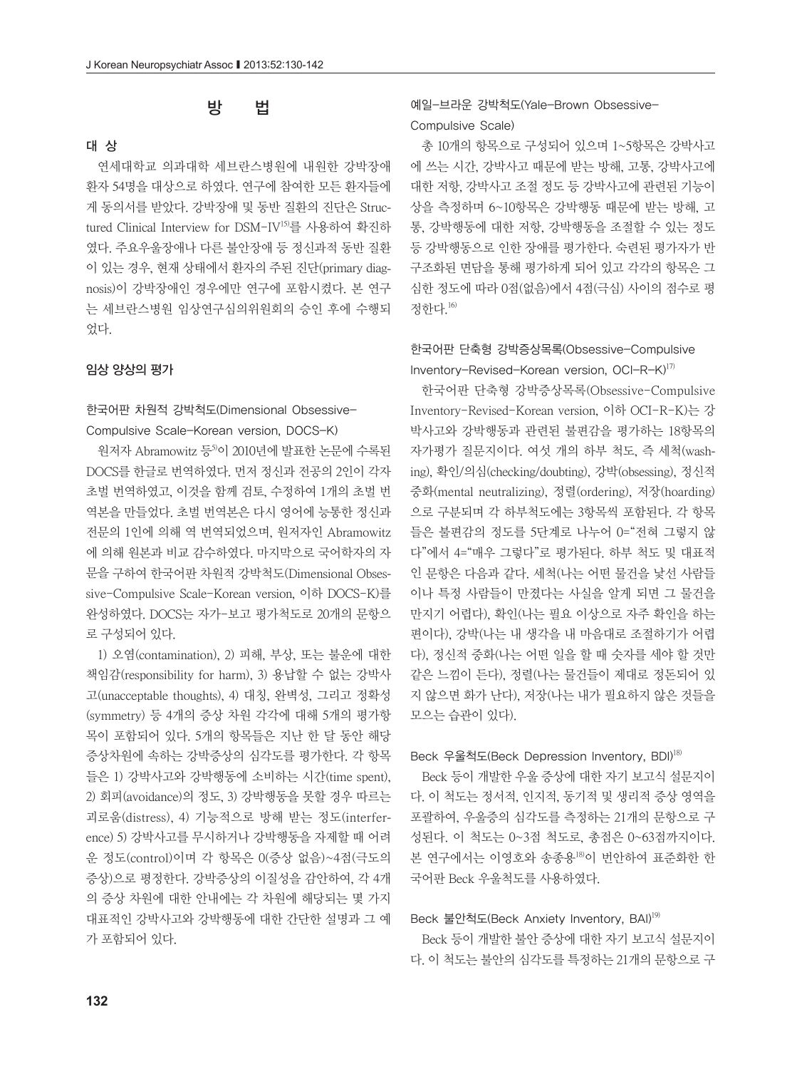## 방 법

### 대 상

연세대학교 의과대학 세브란스병원에 내원한 강박장애 환자 54명을 대상으로 하였다. 연구에 참여한 모든 환자들에게 동의서를 받았다. 강박장애 및 동반 질환의 진단은 Structured Clinical Interview for DSM-IV[15]를 사용하여 확진하였다. 주요우울장애나 다른 불안장애 등 정신과적 동반 질환이 있는 경우, 현재 상태에서 환자의 주된 진단(primary diagnosis)이 강박장애인 경우에만 연구에 포함시켰다. 본 연구는 세브란스병원 임상연구심의위원회의 승인 후에 수행되었다.

### 임상 양상의 평가

#### 한국어판 차원적 강박척도(Dimensional Obsessive-Compulsive Scale-Korean version, DOCS-K)

원저자 Abramowitz 등[5]이 2010년에 발표한 논문에 수록된 DOCS를 한글로 번역하였다. 먼저 정신과 전공의 2인이 각자 초벌 번역하였고, 이것을 함께 검토, 수정하여 1개의 초벌 번역본을 만들었다. 초벌 번역본은 다시 영어에 능통한 정신과 전문의 1인에 의해 역 번역되었으며, 원저자인 Abramowitz에 의해 원본과 비교 감수하였다. 마지막으로 국어학자의 자문을 구하여 한국어판 차원적 강박척도(Dimensional Obsessive-Compulsive Scale-Korean version, 이하 DOCS-K)를 완성하였다. DOCS는 자가-보고 평가척도로 20개의 문항으로 구성되어 있다.

1) 오염(contamination), 2) 피해, 부상, 또는 불운에 대한 책임감(responsibility for harm), 3) 용납할 수 없는 강박사고(unacceptable thoughts), 4) 대칭, 완벽성, 그리고 정확성(symmetry) 등 4개의 증상 차원 각각에 대해 5개의 평가항목이 포함되어 있다. 5개의 항목들은 지난 한 달 동안 해당 증상차원에 속하는 강박증상의 심각도를 평가한다. 각 항목들은 1) 강박사고와 강박행동에 소비하는 시간(time spent), 2) 회피(avoidance)의 정도, 3) 강박행동을 못할 경우 따르는 괴로움(distress), 4) 기능적으로 방해 받는 정도(interference) 5) 강박사고를 무시하거나 강박행동을 자제할 때 어려운 정도(control)이며 각 항목은 0(증상 없음)~4점(극도의 증상)으로 평정한다. 강박증상의 이질성을 감안하여, 각 4개의 증상 차원에 대한 안내에는 각 차원에 해당되는 몇 가지 대표적인 강박사고와 강박행동에 대한 간단한 설명과 그 예가 포함되어 있다.

#### 예일-브라운 강박척도(Yale-Brown Obsessive-Compulsive Scale)

총 10개의 항목으로 구성되어 있으며 1~5항목은 강박사고에 쓰는 시간, 강박사고 때문에 받는 방해, 고통, 강박사고에 대한 저항, 강박사고 조절 정도 등 강박사고에 관련된 기능이상을 측정하며 6~10항목은 강박행동 때문에 받는 방해, 고통, 강박행동에 대한 저항, 강박행동을 조절할 수 있는 정도 등 강박행동으로 인한 장애를 평가한다. 숙련된 평가자가 반구조화된 면담을 통해 평가하게 되어 있고 각각의 항목은 그 심한 정도에 따라 0점(없음)에서 4점(극심) 사이의 점수로 평정한다.[16]

#### 한국어판 단축형 강박증상목록(Obsessive-Compulsive Inventory-Revised-Korean version, OCI-R-K)[17]

한국어판 단축형 강박증상목록(Obsessive-Compulsive Inventory-Revised-Korean version, 이하 OCI-R-K)는 강박사고와 강박행동과 관련된 불편감을 평가하는 18항목의 자가평가 질문지이다. 여섯 개의 하부 척도, 즉 세척(washing), 확인/의심(checking/doubting), 강박(obsessing), 정신적 중화(mental neutralizing), 정렬(ordering), 저장(hoarding)으로 구분되며 각 하부척도에는 3항목씩 포함된다. 각 항목들은 불편감의 정도를 5단계로 나누어 0="전혀 그렇지 않다"에서 4="매우 그렇다"로 평가된다. 하부 척도 및 대표적인 문항은 다음과 같다. 세척(나는 어떤 물건을 낯선 사람들이나 특정 사람들이 만졌다는 사실을 알게 되면 그 물건을 만지기 어렵다), 확인(나는 필요 이상으로 자주 확인을 하는 편이다), 강박(나는 내 생각을 내 마음대로 조절하기가 어렵다), 정신적 중화(나는 어떤 일을 할 때 숫자를 세야 할 것만 같은 느낌이 든다), 정렬(나는 물건들이 제대로 정돈되어 있지 않으면 화가 난다), 저장(나는 내가 필요하지 않은 것들을 모으는 습관이 있다).

#### Beck 우울척도(Beck Depression Inventory, BDI)[18]

Beck 등이 개발한 우울 증상에 대한 자기 보고식 설문지이다. 이 척도는 정서적, 인지적, 동기적 및 생리적 증상 영역을 포괄하여, 우울증의 심각도를 측정하는 21개의 문항으로 구성된다. 이 척도는 0~3점 척도로, 총점은 0~63점까지이다. 본 연구에서는 이영호와 송종용[18]이 번안하여 표준화한 한국어판 Beck 우울척도를 사용하였다.

#### Beck 불안척도(Beck Anxiety Inventory, BAI)[19]

Beck 등이 개발한 불안 증상에 대한 자기 보고식 설문지이다. 이 척도는 불안의 심각도를 특정하는 21개의 문항으로 구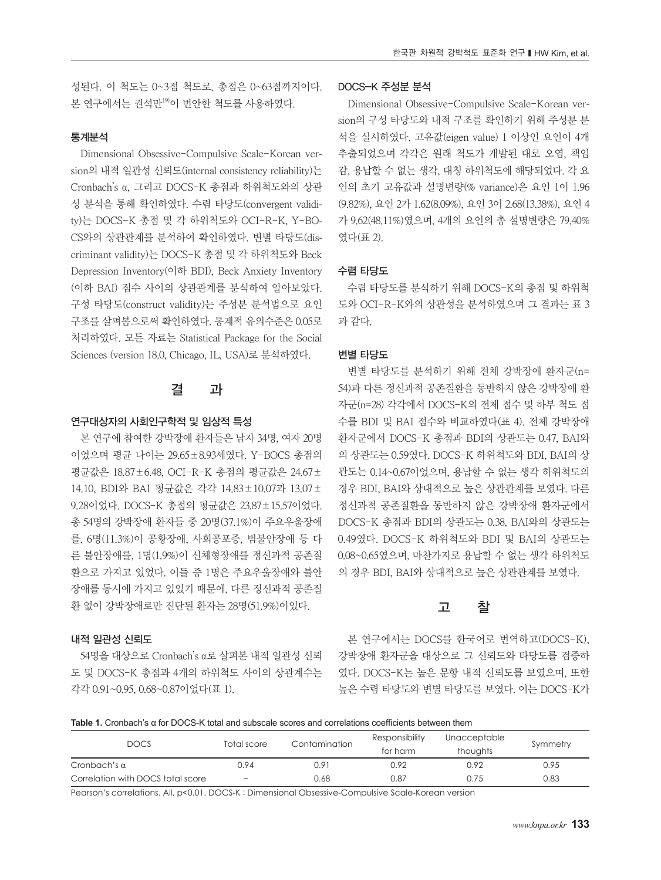성된다. 이 척도는 0~3점 척도로, 총점은 0~63점까지이다. 본 연구에서는 권석만[19]이 번안한 척도를 사용하였다.

### 통계분석

Dimensional Obsessive-Compulsive Scale-Korean version의 내적 일관성 신뢰도(internal consistency reliability)는 Cronbach's α, 그리고 DOCS-K 총점과 하위척도와의 상관성 분석을 통해 확인하였다. 수렴 타당도(convergent validity)는 DOCS-K 총점 및 각 하위척도와 OCI-R-K, Y-BOCS와의 상관관계를 분석하여 확인하였다. 변별 타당도(discriminant validity)는 DOCS-K 총점 및 각 하위척도와 Beck Depression Inventory(이하 BDI), Beck Anxiety Inventory (이하 BAI) 점수 사이의 상관관계를 분석하여 알아보았다. 구성 타당도(construct validity)는 주성분 분석법으로 요인 구조를 살펴봄으로써 확인하였다. 통계적 유의수준은 0.05로 처리하였다. 모든 자료는 Statistical Package for the Social Sciences (version 18.0, Chicago, IL, USA)로 분석하였다.

## 결 과

### 연구대상자의 사회인구학적 및 임상적 특성

본 연구에 참여한 강박장애 환자들은 남자 34명, 여자 20명이었으며 평균 나이는 29.65±8.93세였다. Y-BOCS 총점의 평균값은 18.87±6.48, OCI-R-K 총점의 평균값은 24.67±14.10, BDI와 BAI 평균값은 각각 14.83±10.07과 13.07±9.28이었다. DOCS-K 총점의 평균값은 23.87±15.57이었다. 총 54명의 강박장애 환자들 중 20명(37.1%)이 주요우울장애를, 6명(11.3%)이 공황장애, 사회공포증, 범불안장애 등 다른 불안장애를, 1명(1.9%)이 신체형장애를 정신과적 공존질환으로 가지고 있었다. 이들 중 1명은 주요우울장애와 불안장애를 동시에 가지고 있었기 때문에, 다른 정신과적 공존질환 없이 강박장애로만 진단된 환자는 28명(51.9%)이었다.

### 내적 일관성 신뢰도

54명을 대상으로 Cronbach's α로 살펴본 내적 일관성 신뢰도 및 DOCS-K 총점과 4개의 하위척도 사이의 상관계수는 각각 0.91~0.95, 0.68~0.87이었다(표 1).

### DOCS-K 주성분 분석

Dimensional Obsessive-Compulsive Scale-Korean version의 구성 타당도와 내적 구조를 확인하기 위해 주성분 분석을 실시하였다. 고유값(eigen value) 1 이상인 요인이 4개 추출되었으며 각각은 원래 척도가 개발된 대로 오염, 책임감, 용납할 수 없는 생각, 대칭 하위척도에 해당되었다. 각 요인의 초기 고유값과 설명변량(% variance)은 요인 1이 1.96 (9.82%), 요인 2가 1.62(8.09%), 요인 3이 2.68(13.38%), 요인 4가 9.62(48.11%)였으며, 4개의 요인의 총 설명변량은 79.40%였다(표 2).

### 수렴 타당도

수렴 타당도를 분석하기 위해 DOCS-K의 총점 및 하위척도와 OCI-R-K와의 상관성을 분석하였으며 그 결과는 표 3과 같다.

### 변별 타당도

변별 타당도를 분석하기 위해 전체 강박장애 환자군(n=54)과 다른 정신과적 공존질환을 동반하지 않은 강박장애 환자군(n=28) 각각에서 DOCS-K의 전체 점수 및 하부 척도 점수를 BDI 및 BAI 점수와 비교하였다(표 4). 전체 강박장애 환자군에서 DOCS-K 총점과 BDI의 상관도는 0.47, BAI와의 상관도는 0.59였다. DOCS-K 하위척도와 BDI, BAI의 상관도는 0.14~0.67이었으며, 용납할 수 없는 생각 하위척도의 경우 BDI, BAI와 상대적으로 높은 상관관계를 보였다. 다른 정신과적 공존질환을 동반하지 않은 강박장애 환자군에서 DOCS-K 총점과 BDI의 상관도는 0.38, BAI와의 상관도는 0.49였다. DOCS-K 하위척도와 BDI 및 BAI의 상관도는 0.08~0.65였으며, 마찬가지로 용납할 수 없는 생각 하위척도의 경우 BDI, BAI와 상대적으로 높은 상관관계를 보였다.

## 고 찰

본 연구에서는 DOCS를 한국어로 번역하고(DOCS-K), 강박장애 환자군을 대상으로 그 신뢰도와 타당도를 검증하였다. DOCS-K는 높은 문항 내적 신뢰도를 보였으며, 또한 높은 수렴 타당도와 변별 타당도를 보였다. 이는 DOCS-K가

**Table 1.** Cronbach's α for DOCS-K total and subscale scores and correlations coefficients between them

| DOCS | Total score | Contamination | Responsibility for harm | Unacceptable thoughts | Symmetry |
|---|---|---|---|---|---|
| Cronbach's α | 0.94 | 0.91 | 0.92 | 0.92 | 0.95 |
| Correlation with DOCS total score | – | 0.68 | 0.87 | 0.75 | 0.83 |

Pearson's correlations. All, $p<0.01$. DOCS-K : Dimensional Obsessive-Compulsive Scale-Korean version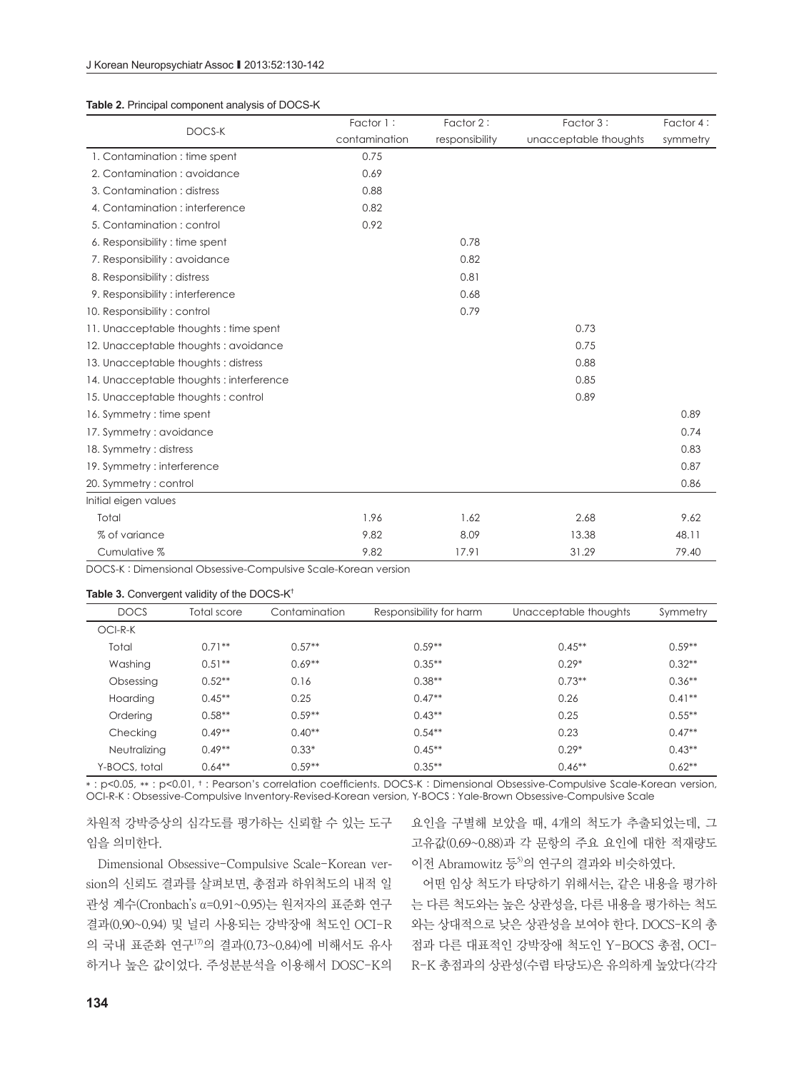**Table 2.** Principal component analysis of DOCS-K

| DOCS-K | Factor 1 : contamination | Factor 2 : responsibility | Factor 3 : unacceptable thoughts | Factor 4 : symmetry |
|---|---|---|---|---|
| 1. Contamination : time spent | 0.75 | | | |
| 2. Contamination : avoidance | 0.69 | | | |
| 3. Contamination : distress | 0.88 | | | |
| 4. Contamination : interference | 0.82 | | | |
| 5. Contamination : control | 0.92 | | | |
| 6. Responsibility : time spent | | 0.78 | | |
| 7. Responsibility : avoidance | | 0.82 | | |
| 8. Responsibility : distress | | 0.81 | | |
| 9. Responsibility : interference | | 0.68 | | |
| 10. Responsibility : control | | 0.79 | | |
| 11. Unacceptable thoughts : time spent | | | 0.73 | |
| 12. Unacceptable thoughts : avoidance | | | 0.75 | |
| 13. Unacceptable thoughts : distress | | | 0.88 | |
| 14. Unacceptable thoughts : interference | | | 0.85 | |
| 15. Unacceptable thoughts : control | | | 0.89 | |
| 16. Symmetry : time spent | | | | 0.89 |
| 17. Symmetry : avoidance | | | | 0.74 |
| 18. Symmetry : distress | | | | 0.83 |
| 19. Symmetry : interference | | | | 0.87 |
| 20. Symmetry : control | | | | 0.86 |
| Initial eigen values | | | | |
| Total | 1.96 | 1.62 | 2.68 | 9.62 |
| % of variance | 9.82 | 8.09 | 13.38 | 48.11 |
| Cumulative % | 9.82 | 17.91 | 31.29 | 79.40 |

DOCS-K : Dimensional Obsessive-Compulsive Scale-Korean version

**Table 3.** Convergent validity of the DOCS-K†

| DOCS | Total score | Contamination | Responsibility for harm | Unacceptable thoughts | Symmetry |
|---|---|---|---|---|---|
| OCI-R-K | | | | | |
| Total | 0.71** | 0.57** | 0.59** | 0.45** | 0.59** |
| Washing | 0.51** | 0.69** | 0.35** | 0.29* | 0.32** |
| Obsessing | 0.52** | 0.16 | 0.38** | 0.73** | 0.36** |
| Hoarding | 0.45** | 0.25 | 0.47** | 0.26 | 0.41** |
| Ordering | 0.58** | 0.59** | 0.43** | 0.25 | 0.55** |
| Checking | 0.49** | 0.40** | 0.54** | 0.23 | 0.47** |
| Neutralizing | 0.49** | 0.33* | 0.45** | 0.29* | 0.43** |
| Y-BOCS, total | 0.64** | 0.59** | 0.35** | 0.46** | 0.62** |

* : $p<0.05$, ** : $p<0.01$, † : Pearson's correlation coefficients. DOCS-K : Dimensional Obsessive-Compulsive Scale-Korean version, OCI-R-K : Obsessive-Compulsive Inventory-Revised-Korean version, Y-BOCS : Yale-Brown Obsessive-Compulsive Scale

차원적 강박증상의 심각도를 평가하는 신뢰할 수 있는 도구임을 의미한다.

Dimensional Obsessive-Compulsive Scale-Korean version의 신뢰도 결과를 살펴보면, 총점과 하위척도의 내적 일관성 계수(Cronbach's α=0.91~0.95)는 원저자의 표준화 연구 결과(0.90~0.94) 및 널리 사용되는 강박장애 척도인 OCI-R의 국내 표준화 연구[17]의 결과(0.73~0.84)에 비해서도 유사하거나 높은 값이었다. 주성분분석을 이용해서 DOSC-K의 요인을 구별해 보았을 때, 4개의 척도가 추출되었는데, 그 고유값(0.69~0.88)과 각 문항의 주요 요인에 대한 적재량도 이전 Abramowitz 등[5]의 연구의 결과와 비슷하였다.

어떤 임상 척도가 타당하기 위해서는, 같은 내용을 평가하는 다른 척도와는 높은 상관성을, 다른 내용을 평가하는 척도와는 상대적으로 낮은 상관성을 보여야 한다. DOCS-K의 총점과 다른 대표적인 강박장애 척도인 Y-BOCS 총점, OCI-R-K 총점과의 상관성(수렴 타당도)은 유의하게 높았다(각각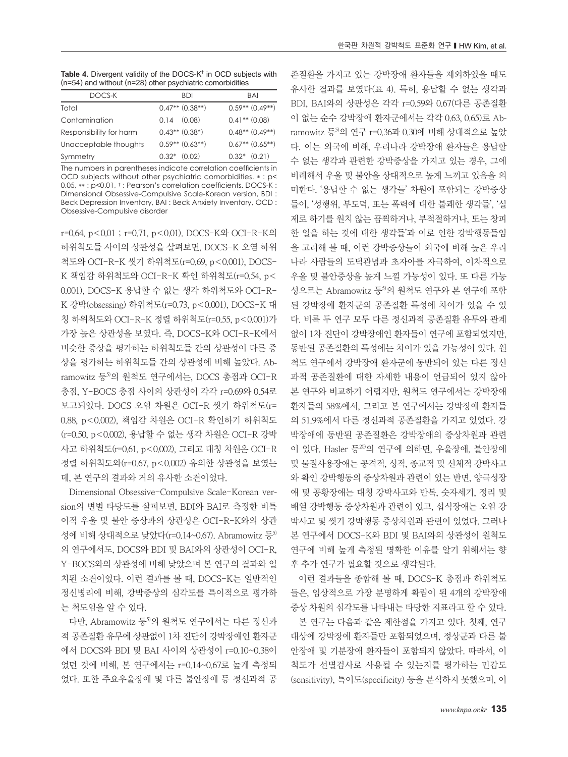**Table 4.** Divergent validity of the DOCS-K† in OCD subjects with (n=54) and without (n=28) other psychiatric comorbidities

| DOCS-K | BDI | BAI |
|---|---|---|
| Total | 0.47** (0.38**) | 0.59** (0.49**) |
| Contamination | 0.14 (0.08) | 0.41** (0.08) |
| Responsibility for harm | 0.43** (0.38*) | 0.48** (0.49**) |
| Unacceptable thoughts | 0.59** (0.63**) | 0.67** (0.65**) |
| Symmetry | 0.32* (0.02) | 0.32* (0.21) |

The numbers in parentheses indicate correlation coefficients in OCD subjects without other psychiatric comorbidities. * : p<0.05, ** : p<0.01, † : Pearson's correlation coefficients. DOCS-K : Dimensional Obsessive-Compulsive Scale-Korean version, BDI : Beck Depression Inventory, BAI : Beck Anxiety Inventory, OCD : Obsessive-Compulsive disorder

r=0.64, p<0.01 ; r=0.71, p<0.01). DOCS-K와 OCI-R-K의 하위척도들 사이의 상관성을 살펴보면, DOCS-K 오염 하위척도와 OCI-R-K 씻기 하위척도(r=0.69, p<0.001), DOCS-K 책임감 하위척도와 OCI-R-K 확인 하위척도(r=0.54, p<0.001), DOCS-K 용납할 수 없는 생각 하위척도와 OCI-R-K 강박(obsessing) 하위척도(r=0.73, p<0.001), DOCS-K 대칭 하위척도와 OCI-R-K 정렬 하위척도(r=0.55, p<0.001)가 가장 높은 상관성을 보였다. 즉, DOCS-K와 OCI-R-K에서 비슷한 증상을 평가하는 하위척도들 간의 상관성이 다른 증상을 평가하는 하위척도들 간의 상관성에 비해 높았다. Abramowitz 등[5]의 원척도 연구에서는, DOCS 총점과 OCI-R 총점, Y-BOCS 총점 사이의 상관성이 각각 r=0.69와 0.54로 보고되었다. DOCS 오염 차원은 OCI-R 씻기 하위척도(r=0.88, p<0.002), 책임감 차원은 OCI-R 확인하기 하위척도(r=0.50, p<0.002), 용납할 수 없는 생각 차원은 OCI-R 강박사고 하위척도(r=0.61, p<0.002), 그리고 대칭 차원은 OCI-R 정렬 하위척도와(r=0.67, p<0.002) 유의한 상관성을 보였는데, 본 연구의 결과와 거의 유사한 소견이었다.

Dimensional Obsessive-Compulsive Scale-Korean version의 변별 타당도를 살펴보면, BDI와 BAI로 측정한 비특이적 우울 및 불안 증상과의 상관성은 OCI-R-K와의 상관성에 비해 상대적으로 낮았다(r=0.14~0.67). Abramowitz 등[5]의 연구에서도, DOCS와 BDI 및 BAI와의 상관성이 OCI-R, Y-BOCS와의 상관성에 비해 낮았으며 본 연구의 결과와 일치된 소견이었다. 이런 결과를 볼 때, DOCS-K는 일반적인 정신병리에 비해, 강박증상의 심각도를 특이적으로 평가하는 척도임을 알 수 있다.

다만, Abramowitz 등[5]의 원척도 연구에서는 다른 정신과적 공존질환 유무에 상관없이 1차 진단이 강박장애인 환자군에서 DOCS와 BDI 및 BAI 사이의 상관성이 r=0.10~0.38이었던 것에 비해, 본 연구에서는 r=0.14~0.67로 높게 측정되었다. 또한 주요우울장애 및 다른 불안장애 등 정신과적 공존질환을 가지고 있는 강박장애 환자들을 제외하였을 때도 유사한 결과를 보였다(표 4). 특히, 용납할 수 없는 생각과 BDI, BAI와의 상관성은 각각 r=0.59와 0.67(다른 공존질환이 없는 순수 강박장애 환자군에서는 각각 0.63, 0.65)로 Abramowitz 등[5]의 연구 r=0.36과 0.30에 비해 상대적으로 높았다. 이는 외국에 비해, 우리나라 강박장애 환자들은 용납할 수 없는 생각과 관련한 강박증상을 가지고 있는 경우, 그에 비례해서 우울 및 불안을 상대적으로 높게 느끼고 있음을 의미한다. '용납할 수 없는 생각들' 차원에 포함되는 강박증상들이, '성행위, 부도덕, 또는 폭력에 대한 불쾌한 생각들', '실제로 하기를 원치 않는 끔찍하거나, 부적절하거나, 또는 창피한 일을 하는 것에 대한 생각들'과 이로 인한 강박행동들임을 고려해 볼 때, 이런 강박증상들이 외국에 비해 높은 우리나라 사람들의 도덕관념과 초자아를 자극하여, 이차적으로 우울 및 불안증상을 높게 느낄 가능성이 있다. 또 다른 가능성으로는 Abramowitz 등[5]의 원척도 연구와 본 연구에 포함된 강박장애 환자군의 공존질환 특성에 차이가 있을 수 있다. 비록 두 연구 모두 다른 정신과적 공존질환 유무와 관계없이 1차 진단이 강박장애인 환자들이 연구에 포함되었지만, 동반된 공존질환의 특성에는 차이가 있을 가능성이 있다. 원척도 연구에서 강박장애 환자군에 동반되어 있는 다른 정신과적 공존질환에 대한 자세한 내용이 언급되어 있지 않아 본 연구와 비교하기 어렵지만, 원척도 연구에서는 강박장애 환자들의 58%에서, 그리고 본 연구에서는 강박장애 환자들의 51.9%에서 다른 정신과적 공존질환을 가지고 있었다. 강박장애에 동반된 공존질환은 강박장애의 증상차원과 관련이 있다. Hasler 등[20]의 연구에 의하면, 우울장애, 불안장애 및 물질사용장애는 공격적, 성적, 종교적 및 신체적 강박사고와 확인 강박행동의 증상차원과 관련이 있는 반면, 양극성장애 및 공황장애는 대칭 강박사고와 반복, 숫자세기, 정리 및 배열 강박행동 증상차원과 관련이 있고, 섭식장애는 오염 강박사고 및 씻기 강박행동 증상차원과 관련이 있었다. 그러나 본 연구에서 DOCS-K와 BDI 및 BAI와의 상관성이 원척도 연구에 비해 높게 측정된 명확한 이유를 알기 위해서는 향후 추가 연구가 필요할 것으로 생각된다.

이런 결과들을 종합해 볼 때, DOCS-K 총점과 하위척도들은, 임상적으로 가장 분명하게 확립이 된 4개의 강박장애 증상 차원의 심각도를 나타내는 타당한 지표라고 할 수 있다.

본 연구는 다음과 같은 제한점을 가지고 있다. 첫째, 연구대상에 강박장애 환자들만 포함되었으며, 정상군과 다른 불안장애 및 기분장애 환자들이 포함되지 않았다. 따라서, 이 척도가 선별검사로 사용될 수 있는지를 평가하는 민감도(sensitivity), 특이도(specificity) 등을 분석하지 못했으며, 이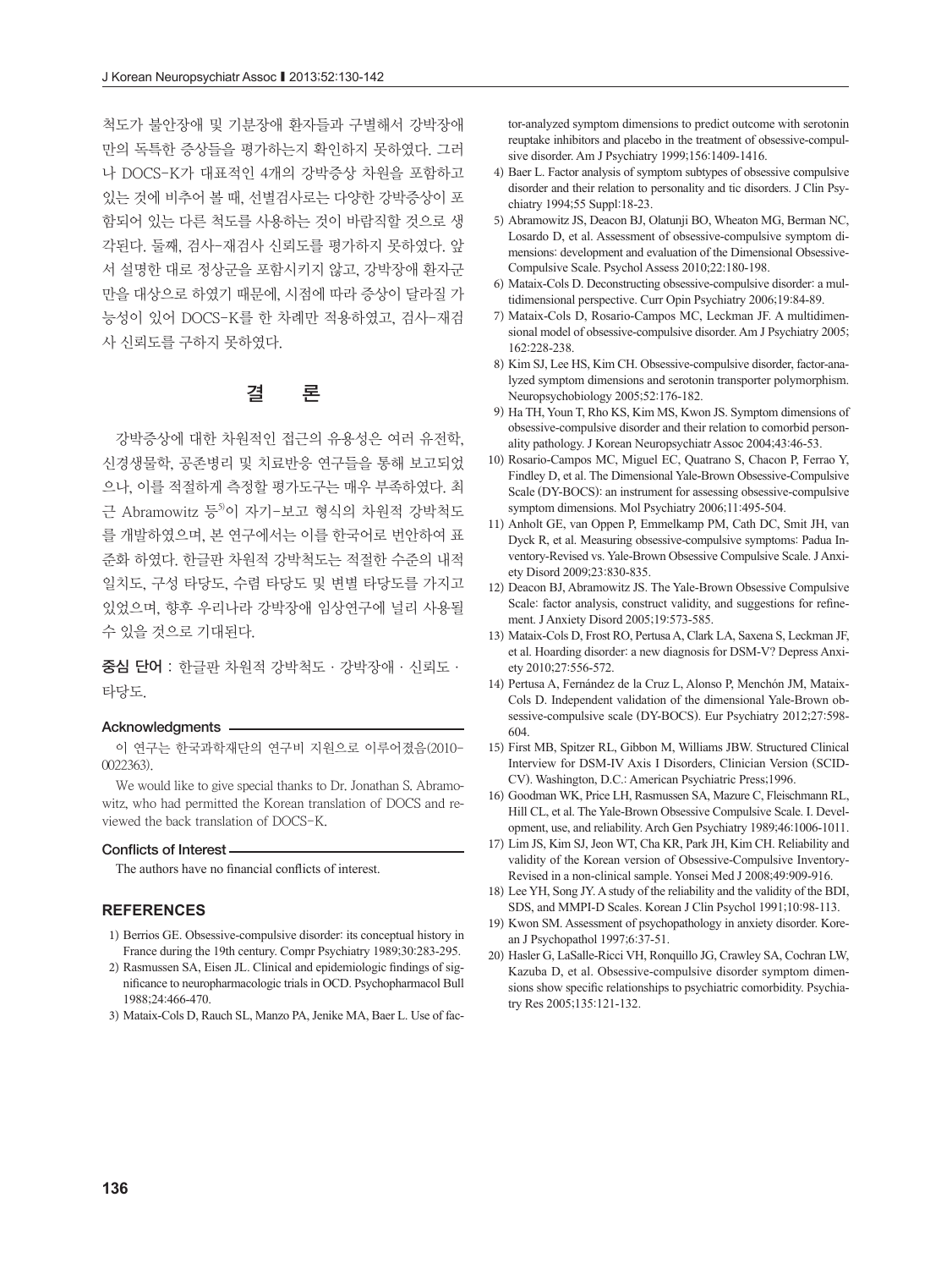척도가 불안장애 및 기분장애 환자들과 구별해서 강박장애만의 독특한 증상들을 평가하는지 확인하지 못하였다. 그러나 DOCS-K가 대표적인 4개의 강박증상 차원을 포함하고 있는 것에 비추어 볼 때, 선별검사로는 다양한 강박증상이 포함되어 있는 다른 척도를 사용하는 것이 바람직할 것으로 생각된다. 둘째, 검사-재검사 신뢰도를 평가하지 못하였다. 앞서 설명한 대로 정상군을 포함시키지 않고, 강박장애 환자군만을 대상으로 하였기 때문에, 시점에 따라 증상이 달라질 가능성이 있어 DOCS-K를 한 차례만 적용하였고, 검사-재검사 신뢰도를 구하지 못하였다.

## 결 론

강박증상에 대한 차원적인 접근의 유용성은 여러 유전학, 신경생물학, 공존병리 및 치료반응 연구들을 통해 보고되었으나, 이를 적절하게 측정할 평가도구는 매우 부족하였다. 최근 Abramowitz 등[5]이 자기-보고 형식의 차원적 강박척도를 개발하였으며, 본 연구에서는 이를 한국어로 번안하여 표준화 하였다. 한글판 차원적 강박척도는 적절한 수준의 내적 일치도, 구성 타당도, 수렴 타당도 및 변별 타당도를 가지고 있었으며, 향후 우리나라 강박장애 임상연구에 널리 사용될 수 있을 것으로 기대된다.

**중심 단어** : 한글판 차원적 강박척도 · 강박장애 · 신뢰도 · 타당도.

### Acknowledgments

이 연구는 한국과학재단의 연구비 지원으로 이루어졌음(2010-0022363).

We would like to give special thanks to Dr. Jonathan S. Abramowitz, who had permitted the Korean translation of DOCS and reviewed the back translation of DOCS-K.

### Conflicts of Interest

The authors have no financial conflicts of interest.

## REFERENCES

1) Berrios GE. Obsessive-compulsive disorder: its conceptual history in France during the 19th century. Compr Psychiatry 1989;30:283-295.
2) Rasmussen SA, Eisen JL. Clinical and epidemiologic findings of significance to neuropharmacologic trials in OCD. Psychopharmacol Bull 1988;24:466-470.
3) Mataix-Cols D, Rauch SL, Manzo PA, Jenike MA, Baer L. Use of factor-analyzed symptom dimensions to predict outcome with serotonin reuptake inhibitors and placebo in the treatment of obsessive-compulsive disorder. Am J Psychiatry 1999;156:1409-1416.
4) Baer L. Factor analysis of symptom subtypes of obsessive compulsive disorder and their relation to personality and tic disorders. J Clin Psychiatry 1994;55 Suppl:18-23.
5) Abramowitz JS, Deacon BJ, Olatunji BO, Wheaton MG, Berman NC, Losardo D, et al. Assessment of obsessive-compulsive symptom dimensions: development and evaluation of the Dimensional Obsessive-Compulsive Scale. Psychol Assess 2010;22:180-198.
6) Mataix-Cols D. Deconstructing obsessive-compulsive disorder: a multidimensional perspective. Curr Opin Psychiatry 2006;19:84-89.
7) Mataix-Cols D, Rosario-Campos MC, Leckman JF. A multidimensional model of obsessive-compulsive disorder. Am J Psychiatry 2005; 162:228-238.
8) Kim SJ, Lee HS, Kim CH. Obsessive-compulsive disorder, factor-analyzed symptom dimensions and serotonin transporter polymorphism. Neuropsychobiology 2005;52:176-182.
9) Ha TH, Youn T, Rho KS, Kim MS, Kwon JS. Symptom dimensions of obsessive-compulsive disorder and their relation to comorbid personality pathology. J Korean Neuropsychiatr Assoc 2004;43:46-53.
10) Rosario-Campos MC, Miguel EC, Quatrano S, Chacon P, Ferrao Y, Findley D, et al. The Dimensional Yale-Brown Obsessive-Compulsive Scale (DY-BOCS): an instrument for assessing obsessive-compulsive symptom dimensions. Mol Psychiatry 2006;11:495-504.
11) Anholt GE, van Oppen P, Emmelkamp PM, Cath DC, Smit JH, van Dyck R, et al. Measuring obsessive-compulsive symptoms: Padua Inventory-Revised vs. Yale-Brown Obsessive Compulsive Scale. J Anxiety Disord 2009;23:830-835.
12) Deacon BJ, Abramowitz JS. The Yale-Brown Obsessive Compulsive Scale: factor analysis, construct validity, and suggestions for refinement. J Anxiety Disord 2005;19:573-585.
13) Mataix-Cols D, Frost RO, Pertusa A, Clark LA, Saxena S, Leckman JF, et al. Hoarding disorder: a new diagnosis for DSM-V? Depress Anxiety 2010;27:556-572.
14) Pertusa A, Fernández de la Cruz L, Alonso P, Menchón JM, Mataix-Cols D. Independent validation of the dimensional Yale-Brown obsessive-compulsive scale (DY-BOCS). Eur Psychiatry 2012;27:598-604.
15) First MB, Spitzer RL, Gibbon M, Williams JBW. Structured Clinical Interview for DSM-IV Axis I Disorders, Clinician Version (SCID-CV). Washington, D.C.: American Psychiatric Press;1996.
16) Goodman WK, Price LH, Rasmussen SA, Mazure C, Fleischmann RL, Hill CL, et al. The Yale-Brown Obsessive Compulsive Scale. I. Development, use, and reliability. Arch Gen Psychiatry 1989;46:1006-1011.
17) Lim JS, Kim SJ, Jeon WT, Cha KR, Park JH, Kim CH. Reliability and validity of the Korean version of Obsessive-Compulsive Inventory-Revised in a non-clinical sample. Yonsei Med J 2008;49:909-916.
18) Lee YH, Song JY. A study of the reliability and the validity of the BDI, SDS, and MMPI-D Scales. Korean J Clin Psychol 1991;10:98-113.
19) Kwon SM. Assessment of psychopathology in anxiety disorder. Korean J Psychopathol 1997;6:37-51.
20) Hasler G, LaSalle-Ricci VH, Ronquillo JG, Crawley SA, Cochran LW, Kazuba D, et al. Obsessive-compulsive disorder symptom dimensions show specific relationships to psychiatric comorbidity. Psychiatry Res 2005;135:121-132.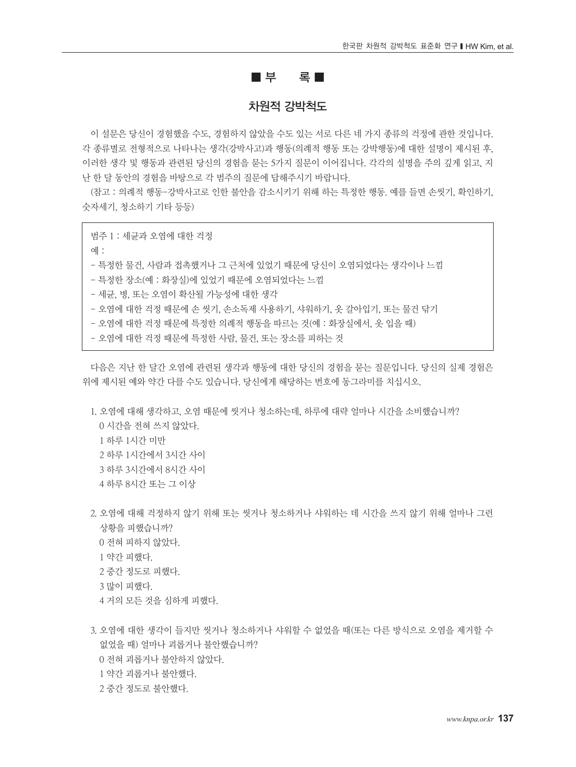# ■ 부　　록 ■

## 차원적 강박척도

이 설문은 당신이 경험했을 수도, 경험하지 않았을 수도 있는 서로 다른 네 가지 종류의 걱정에 관한 것입니다. 각 종류별로 전형적으로 나타나는 생각(강박사고)과 행동(의례적 행동 또는 강박행동)에 대한 설명이 제시된 후, 이러한 생각 및 행동과 관련된 당신의 경험을 묻는 5가지 질문이 이어집니다. 각각의 설명을 주의 깊게 읽고, 지난 한 달 동안의 경험을 바탕으로 각 범주의 질문에 답해주시기 바랍니다.

(참고 : 의례적 행동－강박사고로 인한 불안을 감소시키기 위해 하는 특정한 행동. 예를 들면 손씻기, 확인하기, 숫자세기, 청소하기 기타 등등)

> 범주 1 : 세균과 오염에 대한 걱정
>
> 예 :
>
> - 특정한 물건, 사람과 접촉했거나 그 근처에 있었기 때문에 당신이 오염되었다는 생각이나 느낌
> - 특정한 장소(예 : 화장실)에 있었기 때문에 오염되었다는 느낌
> - 세균, 병, 또는 오염이 확산될 가능성에 대한 생각
> - 오염에 대한 걱정 때문에 손 씻기, 손소독제 사용하기, 샤워하기, 옷 갈아입기, 또는 물건 닦기
> - 오염에 대한 걱정 때문에 특정한 의례적 행동을 따르는 것(예 : 화장실에서, 옷 입을 때)
> - 오염에 대한 걱정 때문에 특정한 사람, 물건, 또는 장소를 피하는 것

다음은 지난 한 달간 오염에 관련된 생각과 행동에 대한 당신의 경험을 묻는 질문입니다. 당신의 실제 경험은 위에 제시된 예와 약간 다를 수도 있습니다. 당신에게 해당하는 번호에 동그라미를 치십시오.

1. 오염에 대해 생각하고, 오염 때문에 씻거나 청소하는데, 하루에 대략 얼마나 시간을 소비했습니까?
   - 0 시간을 전혀 쓰지 않았다.
   - 1 하루 1시간 미만
   - 2 하루 1시간에서 3시간 사이
   - 3 하루 3시간에서 8시간 사이
   - 4 하루 8시간 또는 그 이상

2. 오염에 대해 걱정하지 않기 위해 또는 씻거나 청소하거나 샤워하는 데 시간을 쓰지 않기 위해 얼마나 그런 상황을 피했습니까?
   - 0 전혀 피하지 않았다.
   - 1 약간 피했다.
   - 2 중간 정도로 피했다.
   - 3 많이 피했다.
   - 4 거의 모든 것을 심하게 피했다.

3. 오염에 대한 생각이 들지만 씻거나 청소하거나 샤워할 수 없었을 때(또는 다른 방식으로 오염을 제거할 수 없었을 때) 얼마나 괴롭거나 불안했습니까?
   - 0 전혀 괴롭거나 불안하지 않았다.
   - 1 약간 괴롭거나 불안했다.
   - 2 중간 정도로 불안했다.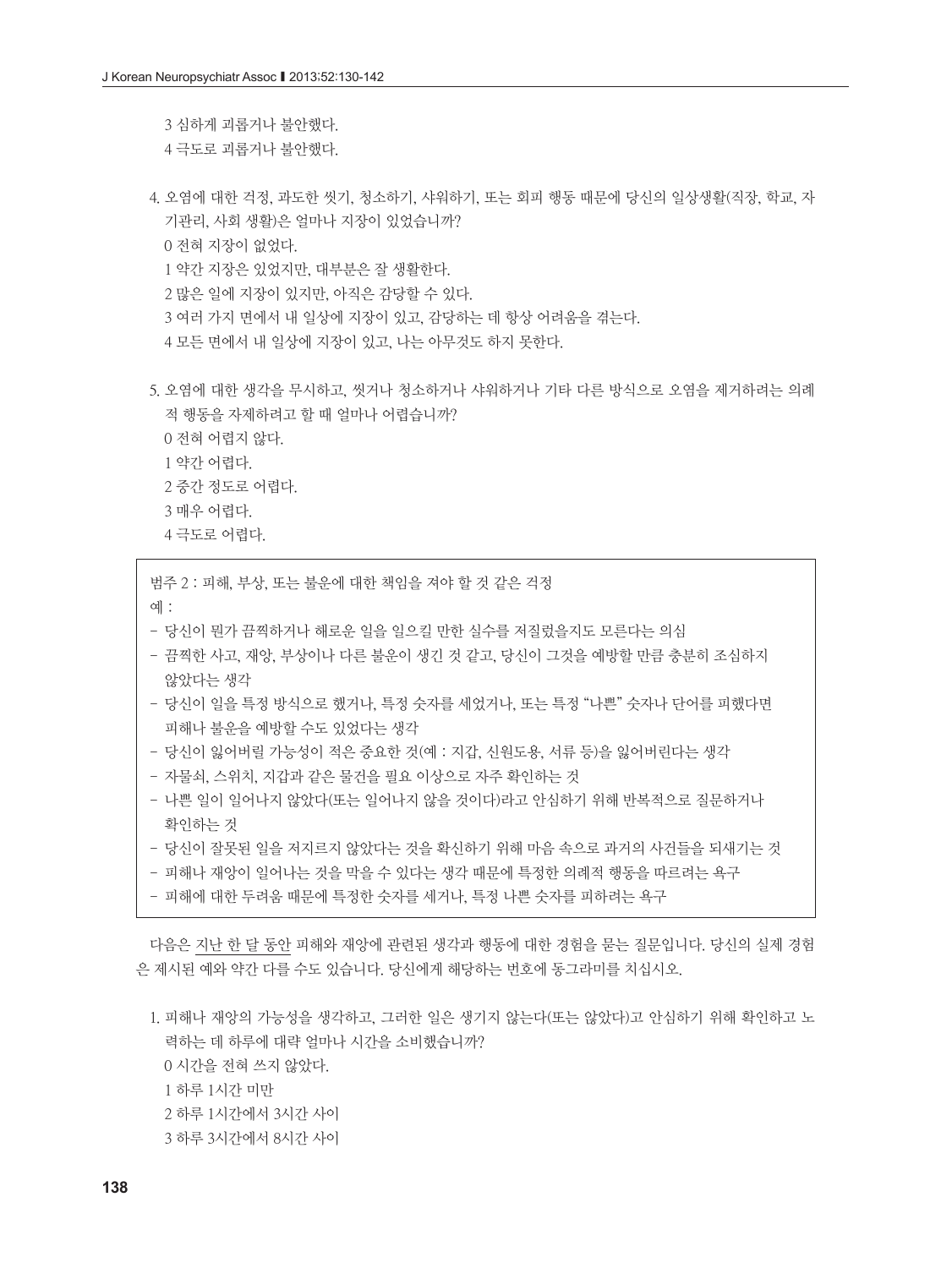3 심하게 괴롭거나 불안했다.
4 극도로 괴롭거나 불안했다.

4. 오염에 대한 걱정, 과도한 씻기, 청소하기, 샤워하기, 또는 회피 행동 때문에 당신의 일상생활(직장, 학교, 자기관리, 사회 생활)은 얼마나 지장이 있었습니까?
   0 전혀 지장이 없었다.
   1 약간 지장은 있었지만, 대부분은 잘 생활한다.
   2 많은 일에 지장이 있지만, 아직은 감당할 수 있다.
   3 여러 가지 면에서 내 일상에 지장이 있고, 감당하는 데 항상 어려움을 겪는다.
   4 모든 면에서 내 일상에 지장이 있고, 나는 아무것도 하지 못한다.

5. 오염에 대한 생각을 무시하고, 씻거나 청소하거나 샤워하거나 기타 다른 방식으로 오염을 제거하려는 의례적 행동을 자제하려고 할 때 얼마나 어렵습니까?
   0 전혀 어렵지 않다.
   1 약간 어렵다.
   2 중간 정도로 어렵다.
   3 매우 어렵다.
   4 극도로 어렵다.

범주 2 : 피해, 부상, 또는 불운에 대한 책임을 져야 할 것 같은 걱정

예 :

- 당신이 뭔가 끔찍하거나 해로운 일을 일으킬 만한 실수를 저질렀을지도 모른다는 의심
- 끔찍한 사고, 재앙, 부상이나 다른 불운이 생긴 것 같고, 당신이 그것을 예방할 만큼 충분히 조심하지 않았다는 생각
- 당신이 일을 특정 방식으로 했거나, 특정 숫자를 세었거나, 또는 특정 "나쁜" 숫자나 단어를 피했다면 피해나 불운을 예방할 수도 있었다는 생각
- 당신이 잃어버릴 가능성이 적은 중요한 것(예 : 지갑, 신원도용, 서류 등)을 잃어버린다는 생각
- 자물쇠, 스위치, 지갑과 같은 물건을 필요 이상으로 자주 확인하는 것
- 나쁜 일이 일어나지 않았다(또는 일어나지 않을 것이다)라고 안심하기 위해 반복적으로 질문하거나 확인하는 것
- 당신이 잘못된 일을 저지르지 않았다는 것을 확신하기 위해 마음 속으로 과거의 사건들을 되새기는 것
- 피해나 재앙이 일어나는 것을 막을 수 있다는 생각 때문에 특정한 의례적 행동을 따르려는 욕구
- 피해에 대한 두려움 때문에 특정한 숫자를 세거나, 특정 나쁜 숫자를 피하려는 욕구

다음은 지난 한 달 동안 피해와 재앙에 관련된 생각과 행동에 대한 경험을 묻는 질문입니다. 당신의 실제 경험은 제시된 예와 약간 다를 수도 있습니다. 당신에게 해당하는 번호에 동그라미를 치십시오.

1. 피해나 재앙의 가능성을 생각하고, 그러한 일은 생기지 않는다(또는 않았다)고 안심하기 위해 확인하고 노력하는 데 하루에 대략 얼마나 시간을 소비했습니까?
   0 시간을 전혀 쓰지 않았다.
   1 하루 1시간 미만
   2 하루 1시간에서 3시간 사이
   3 하루 3시간에서 8시간 사이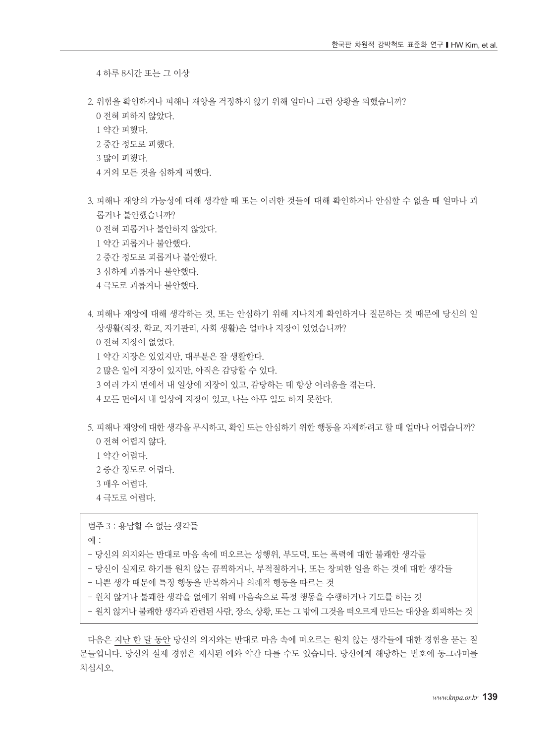4 하루 8시간 또는 그 이상

2. 위험을 확인하거나 피해나 재앙을 걱정하지 않기 위해 얼마나 그런 상황을 피했습니까?
   0 전혀 피하지 않았다.
   1 약간 피했다.
   2 중간 정도로 피했다.
   3 많이 피했다.
   4 거의 모든 것을 심하게 피했다.

3. 피해나 재앙의 가능성에 대해 생각할 때 또는 이러한 것들에 대해 확인하거나 안심할 수 없을 때 얼마나 괴롭거나 불안했습니까?
   0 전혀 괴롭거나 불안하지 않았다.
   1 약간 괴롭거나 불안했다.
   2 중간 정도로 괴롭거나 불안했다.
   3 심하게 괴롭거나 불안했다.
   4 극도로 괴롭거나 불안했다.

4. 피해나 재앙에 대해 생각하는 것, 또는 안심하기 위해 지나치게 확인하거나 질문하는 것 때문에 당신의 일상생활(직장, 학교, 자기관리, 사회 생활)은 얼마나 지장이 있었습니까?
   0 전혀 지장이 없었다.
   1 약간 지장은 있었지만, 대부분은 잘 생활한다.
   2 많은 일에 지장이 있지만, 아직은 감당할 수 있다.
   3 여러 가지 면에서 내 일상에 지장이 있고, 감당하는 데 항상 어려움을 겪는다.
   4 모든 면에서 내 일상에 지장이 있고, 나는 아무 일도 하지 못한다.

5. 피해나 재앙에 대한 생각을 무시하고, 확인 또는 안심하기 위한 행동을 자제하려고 할 때 얼마나 어렵습니까?
   0 전혀 어렵지 않다.
   1 약간 어렵다.
   2 중간 정도로 어렵다.
   3 매우 어렵다.
   4 극도로 어렵다.

범주 3 : 용납할 수 없는 생각들
예 :
- 당신의 의지와는 반대로 마음 속에 떠오르는 성행위, 부도덕, 또는 폭력에 대한 불쾌한 생각들
- 당신이 실제로 하기를 원치 않는 끔찍하거나, 부적절하거나, 또는 창피한 일을 하는 것에 대한 생각들
- 나쁜 생각 때문에 특정 행동을 반복하거나 의례적 행동을 따르는 것
- 원치 않거나 불쾌한 생각을 없애기 위해 마음속으로 특정 행동을 수행하거나 기도를 하는 것
- 원치 않거나 불쾌한 생각과 관련된 사람, 장소, 상황, 또는 그 밖에 그것을 떠오르게 만드는 대상을 회피하는 것

다음은 지난 한 달 동안 당신의 의지와는 반대로 마음 속에 떠오르는 원치 않는 생각들에 대한 경험을 묻는 질문들입니다. 당신의 실제 경험은 제시된 예와 약간 다를 수도 있습니다. 당신에게 해당하는 번호에 동그라미를 치십시오.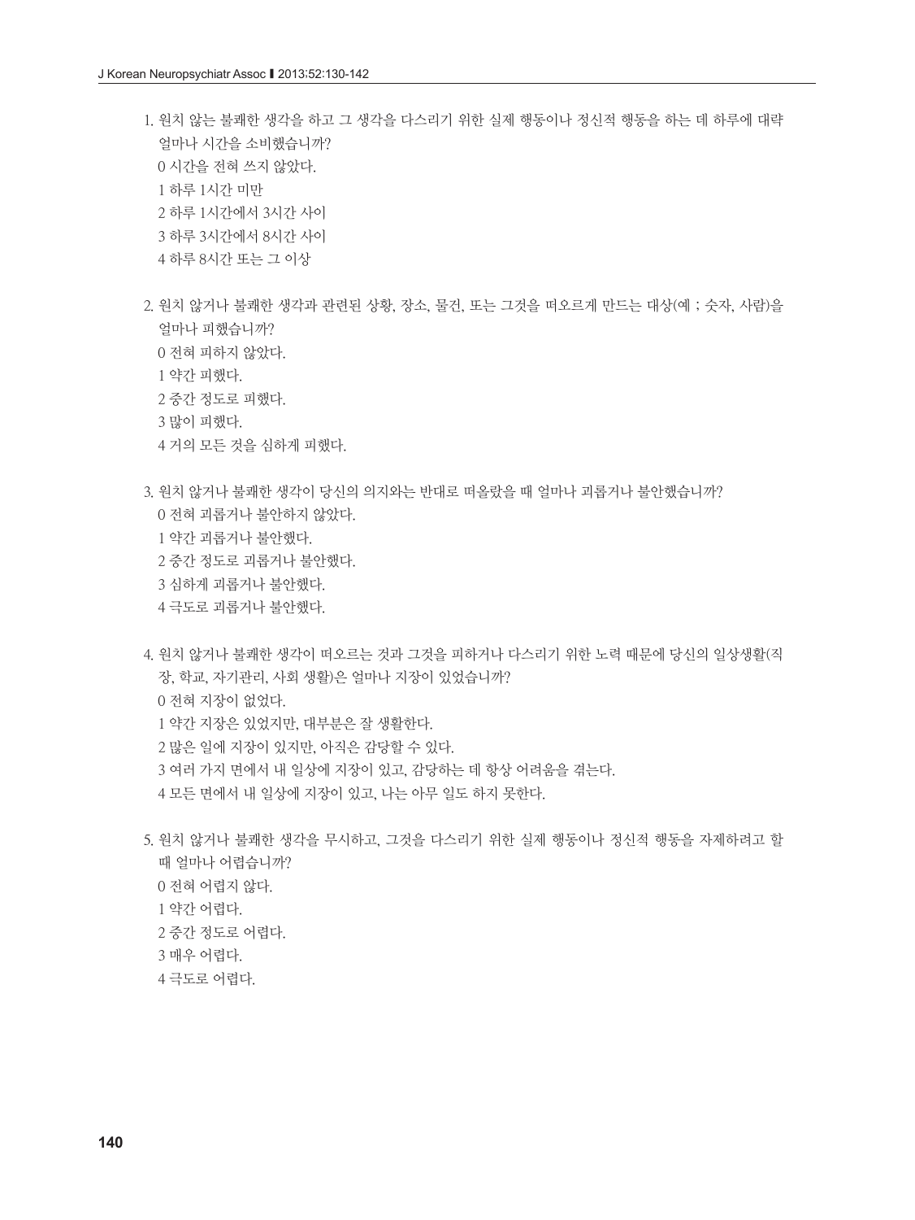1. 원치 않는 불쾌한 생각을 하고 그 생각을 다스리기 위한 실제 행동이나 정신적 행동을 하는 데 하루에 대략 얼마나 시간을 소비했습니까?
   0 시간을 전혀 쓰지 않았다.
   1 하루 1시간 미만
   2 하루 1시간에서 3시간 사이
   3 하루 3시간에서 8시간 사이
   4 하루 8시간 또는 그 이상

2. 원치 않거나 불쾌한 생각과 관련된 상황, 장소, 물건, 또는 그것을 떠오르게 만드는 대상(예 ; 숫자, 사람)을 얼마나 피했습니까?
   0 전혀 피하지 않았다.
   1 약간 피했다.
   2 중간 정도로 피했다.
   3 많이 피했다.
   4 거의 모든 것을 심하게 피했다.

3. 원치 않거나 불쾌한 생각이 당신의 의지와는 반대로 떠올랐을 때 얼마나 괴롭거나 불안했습니까?
   0 전혀 괴롭거나 불안하지 않았다.
   1 약간 괴롭거나 불안했다.
   2 중간 정도로 괴롭거나 불안했다.
   3 심하게 괴롭거나 불안했다.
   4 극도로 괴롭거나 불안했다.

4. 원치 않거나 불쾌한 생각이 떠오르는 것과 그것을 피하거나 다스리기 위한 노력 때문에 당신의 일상생활(직장, 학교, 자기관리, 사회 생활)은 얼마나 지장이 있었습니까?
   0 전혀 지장이 없었다.
   1 약간 지장은 있었지만, 대부분은 잘 생활한다.
   2 많은 일에 지장이 있지만, 아직은 감당할 수 있다.
   3 여러 가지 면에서 내 일상에 지장이 있고, 감당하는 데 항상 어려움을 겪는다.
   4 모든 면에서 내 일상에 지장이 있고, 나는 아무 일도 하지 못한다.

5. 원치 않거나 불쾌한 생각을 무시하고, 그것을 다스리기 위한 실제 행동이나 정신적 행동을 자제하려고 할 때 얼마나 어렵습니까?
   0 전혀 어렵지 않다.
   1 약간 어렵다.
   2 중간 정도로 어렵다.
   3 매우 어렵다.
   4 극도로 어렵다.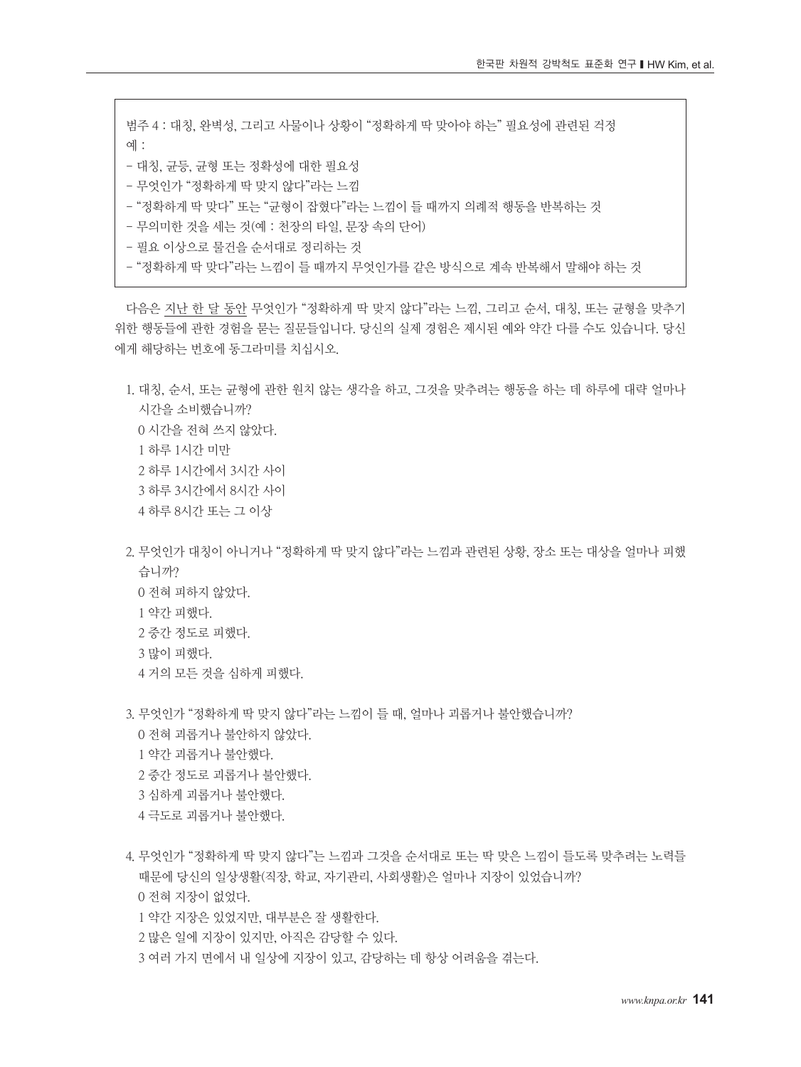범주 4 : 대칭, 완벽성, 그리고 사물이나 상황이 "정확하게 딱 맞아야 하는" 필요성에 관련된 걱정

예 :

- 대칭, 균등, 균형 또는 정확성에 대한 필요성
- 무엇인가 "정확하게 딱 맞지 않다"라는 느낌
- "정확하게 딱 맞다" 또는 "균형이 잡혔다"라는 느낌이 들 때까지 의례적 행동을 반복하는 것
- 무의미한 것을 세는 것(예 : 천장의 타일, 문장 속의 단어)
- 필요 이상으로 물건을 순서대로 정리하는 것
- "정확하게 딱 맞다"라는 느낌이 들 때까지 무엇인가를 같은 방식으로 계속 반복해서 말해야 하는 것

다음은 지난 한 달 동안 무엇인가 "정확하게 딱 맞지 않다"라는 느낌, 그리고 순서, 대칭, 또는 균형을 맞추기 위한 행동들에 관한 경험을 묻는 질문들입니다. 당신의 실제 경험은 제시된 예와 약간 다를 수도 있습니다. 당신에게 해당하는 번호에 동그라미를 치십시오.

1. 대칭, 순서, 또는 균형에 관한 원치 않는 생각을 하고, 그것을 맞추려는 행동을 하는 데 하루에 대략 얼마나 시간을 소비했습니까?
   0 시간을 전혀 쓰지 않았다.
   1 하루 1시간 미만
   2 하루 1시간에서 3시간 사이
   3 하루 3시간에서 8시간 사이
   4 하루 8시간 또는 그 이상

2. 무엇인가 대칭이 아니거나 "정확하게 딱 맞지 않다"라는 느낌과 관련된 상황, 장소 또는 대상을 얼마나 피했습니까?
   0 전혀 피하지 않았다.
   1 약간 피했다.
   2 중간 정도로 피했다.
   3 많이 피했다.
   4 거의 모든 것을 심하게 피했다.

3. 무엇인가 "정확하게 딱 맞지 않다"라는 느낌이 들 때, 얼마나 괴롭거나 불안했습니까?
   0 전혀 괴롭거나 불안하지 않았다.
   1 약간 괴롭거나 불안했다.
   2 중간 정도로 괴롭거나 불안했다.
   3 심하게 괴롭거나 불안했다.
   4 극도로 괴롭거나 불안했다.

4. 무엇인가 "정확하게 딱 맞지 않다"는 느낌과 그것을 순서대로 또는 딱 맞은 느낌이 들도록 맞추려는 노력들 때문에 당신의 일상생활(직장, 학교, 자기관리, 사회생활)은 얼마나 지장이 있었습니까?
   0 전혀 지장이 없었다.
   1 약간 지장은 있었지만, 대부분은 잘 생활한다.
   2 많은 일에 지장이 있지만, 아직은 감당할 수 있다.
   3 여러 가지 면에서 내 일상에 지장이 있고, 감당하는 데 항상 어려움을 겪는다.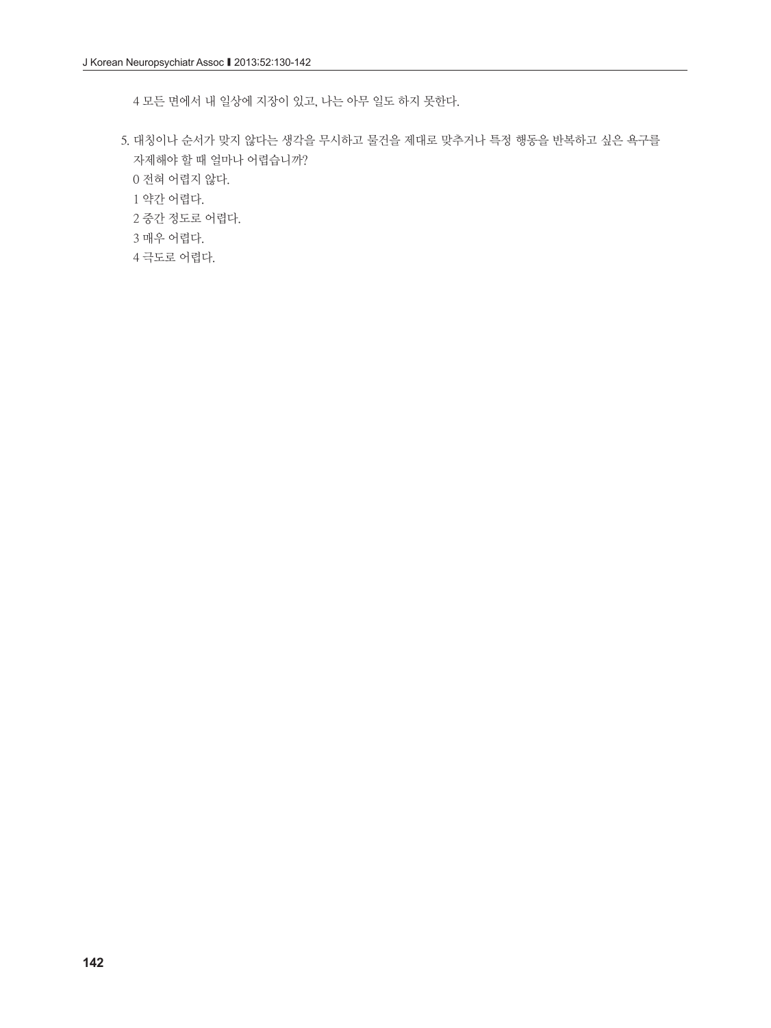4 모든 면에서 내 일상에 지장이 있고, 나는 아무 일도 하지 못한다.

5. 대칭이나 순서가 맞지 않다는 생각을 무시하고 물건을 제대로 맞추거나 특정 행동을 반복하고 싶은 욕구를 자제해야 할 때 얼마나 어렵습니까?
   0 전혀 어렵지 않다.
   1 약간 어렵다.
   2 중간 정도로 어렵다.
   3 매우 어렵다.
   4 극도로 어렵다.